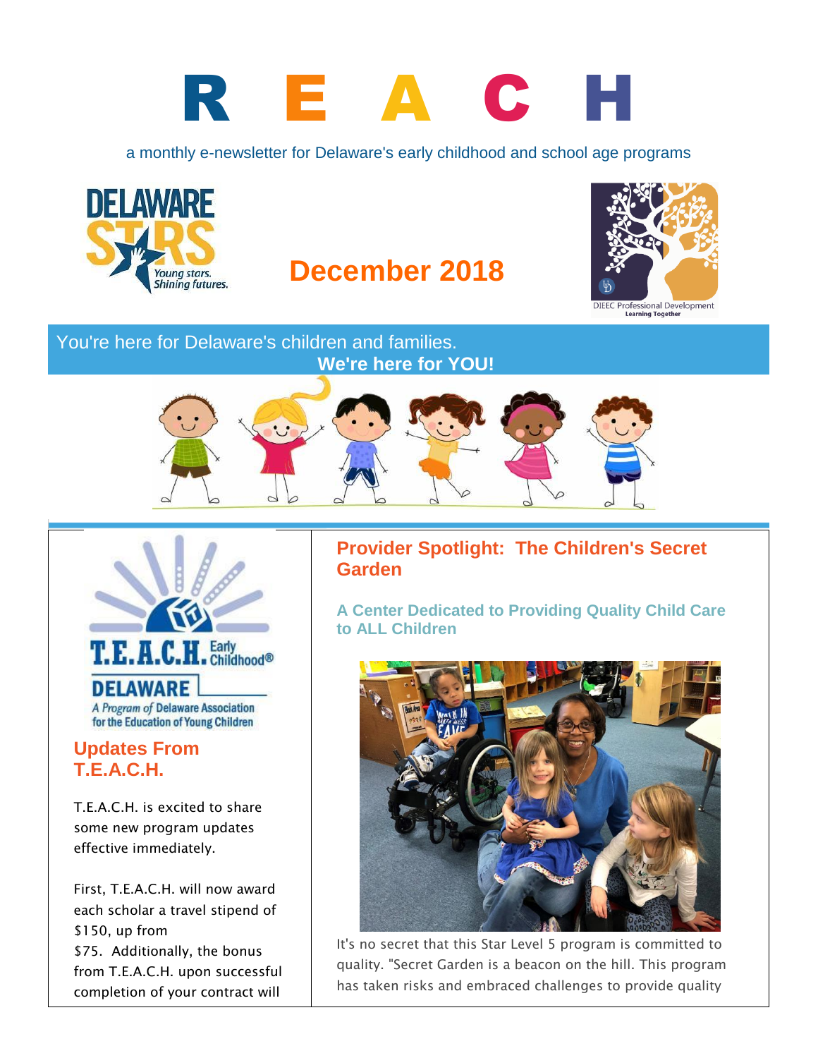# R E A C H

a monthly e-newsletter for Delaware's early childhood and school age programs

DELAWARE STARS
Young stars. Shining futures.

## December 2018

DIEEC Professional Development
Learning Together

You're here for Delaware's children and families.
**We're here for YOU!**

T.E.A.C.H. Early Childhood®
DELAWARE
A Program of Delaware Association for the Education of Young Children

## Updates From T.E.A.C.H.

T.E.A.C.H. is excited to share some new program updates effective immediately.

First, T.E.A.C.H. will now award each scholar a travel stipend of $150, up from $75. Additionally, the bonus from T.E.A.C.H. upon successful completion of your contract will

## Provider Spotlight: The Children's Secret Garden

### A Center Dedicated to Providing Quality Child Care to ALL Children

It's no secret that this Star Level 5 program is committed to quality. "Secret Garden is a beacon on the hill. This program has taken risks and embraced challenges to provide quality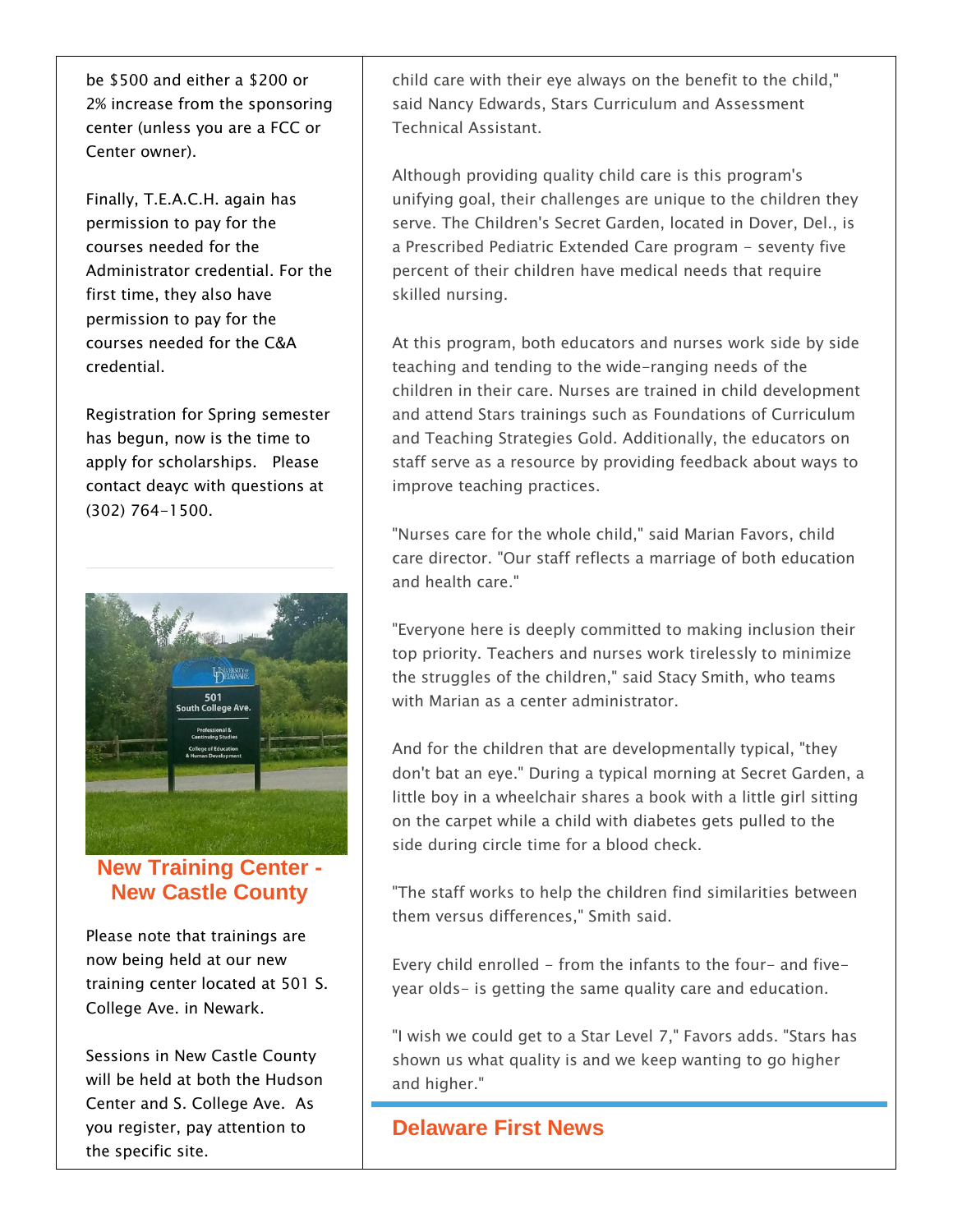be $500 and either a $200 or 2% increase from the sponsoring center (unless you are a FCC or Center owner).

Finally, T.E.A.C.H. again has permission to pay for the courses needed for the Administrator credential. For the first time, they also have permission to pay for the courses needed for the C&A credential.

Registration for Spring semester has begun, now is the time to apply for scholarships. Please contact deayc with questions at (302) 764-1500.

## New Training Center - New Castle County

Please note that trainings are now being held at our new training center located at 501 S. College Ave. in Newark.

Sessions in New Castle County will be held at both the Hudson Center and S. College Ave. As you register, pay attention to the specific site.

child care with their eye always on the benefit to the child," said Nancy Edwards, Stars Curriculum and Assessment Technical Assistant.

Although providing quality child care is this program's unifying goal, their challenges are unique to the children they serve. The Children's Secret Garden, located in Dover, Del., is a Prescribed Pediatric Extended Care program - seventy five percent of their children have medical needs that require skilled nursing.

At this program, both educators and nurses work side by side teaching and tending to the wide-ranging needs of the children in their care. Nurses are trained in child development and attend Stars trainings such as Foundations of Curriculum and Teaching Strategies Gold. Additionally, the educators on staff serve as a resource by providing feedback about ways to improve teaching practices.

"Nurses care for the whole child," said Marian Favors, child care director. "Our staff reflects a marriage of both education and health care."

"Everyone here is deeply committed to making inclusion their top priority. Teachers and nurses work tirelessly to minimize the struggles of the children," said Stacy Smith, who teams with Marian as a center administrator.

And for the children that are developmentally typical, "they don't bat an eye." During a typical morning at Secret Garden, a little boy in a wheelchair shares a book with a little girl sitting on the carpet while a child with diabetes gets pulled to the side during circle time for a blood check.

"The staff works to help the children find similarities between them versus differences," Smith said.

Every child enrolled - from the infants to the four- and five-year olds- is getting the same quality care and education.

"I wish we could get to a Star Level 7," Favors adds. "Stars has shown us what quality is and we keep wanting to go higher and higher."

## Delaware First News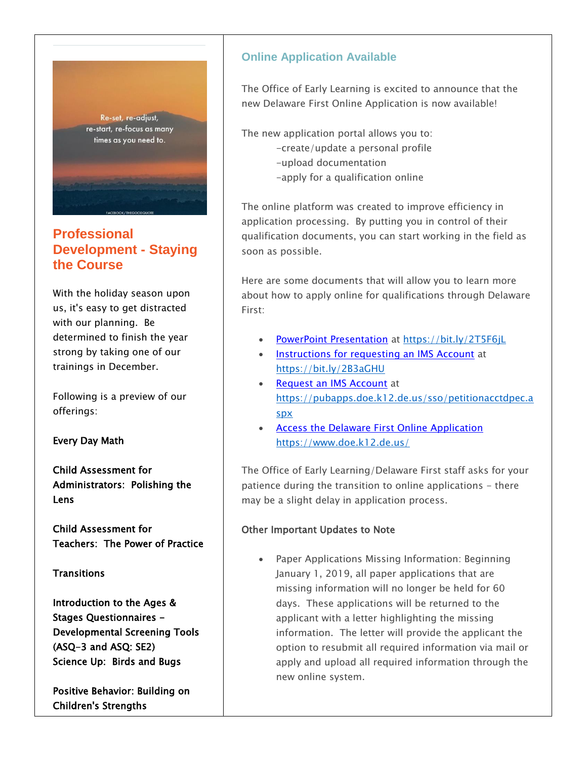## Professional Development - Staying the Course

With the holiday season upon us, it's easy to get distracted with our planning. Be determined to finish the year strong by taking one of our trainings in December.

Following is a preview of our offerings:

**Every Day Math**

**Child Assessment for Administrators: Polishing the Lens**

**Child Assessment for Teachers: The Power of Practice**

**Transitions**

**Introduction to the Ages & Stages Questionnaires – Developmental Screening Tools (ASQ-3 and ASQ: SE2)**
**Science Up: Birds and Bugs**

**Positive Behavior: Building on Children's Strengths**

## Online Application Available

The Office of Early Learning is excited to announce that the new Delaware First Online Application is now available!

The new application portal allows you to:
- create/update a personal profile
- upload documentation
- apply for a qualification online

The online platform was created to improve efficiency in application processing. By putting you in control of their qualification documents, you can start working in the field as soon as possible.

Here are some documents that will allow you to learn more about how to apply online for qualifications through Delaware First:

- PowerPoint Presentation at https://bit.ly/2T5F6jL
- Instructions for requesting an IMS Account at https://bit.ly/2B3aGHU
- Request an IMS Account at https://pubapps.doe.k12.de.us/sso/petitionacctdpec.aspx
- Access the Delaware First Online Application https://www.doe.k12.de.us/

The Office of Early Learning/Delaware First staff asks for your patience during the transition to online applications – there may be a slight delay in application process.

**Other Important Updates to Note**

- Paper Applications Missing Information: Beginning January 1, 2019, all paper applications that are missing information will no longer be held for 60 days. These applications will be returned to the applicant with a letter highlighting the missing information. The letter will provide the applicant the option to resubmit all required information via mail or apply and upload all required information through the new online system.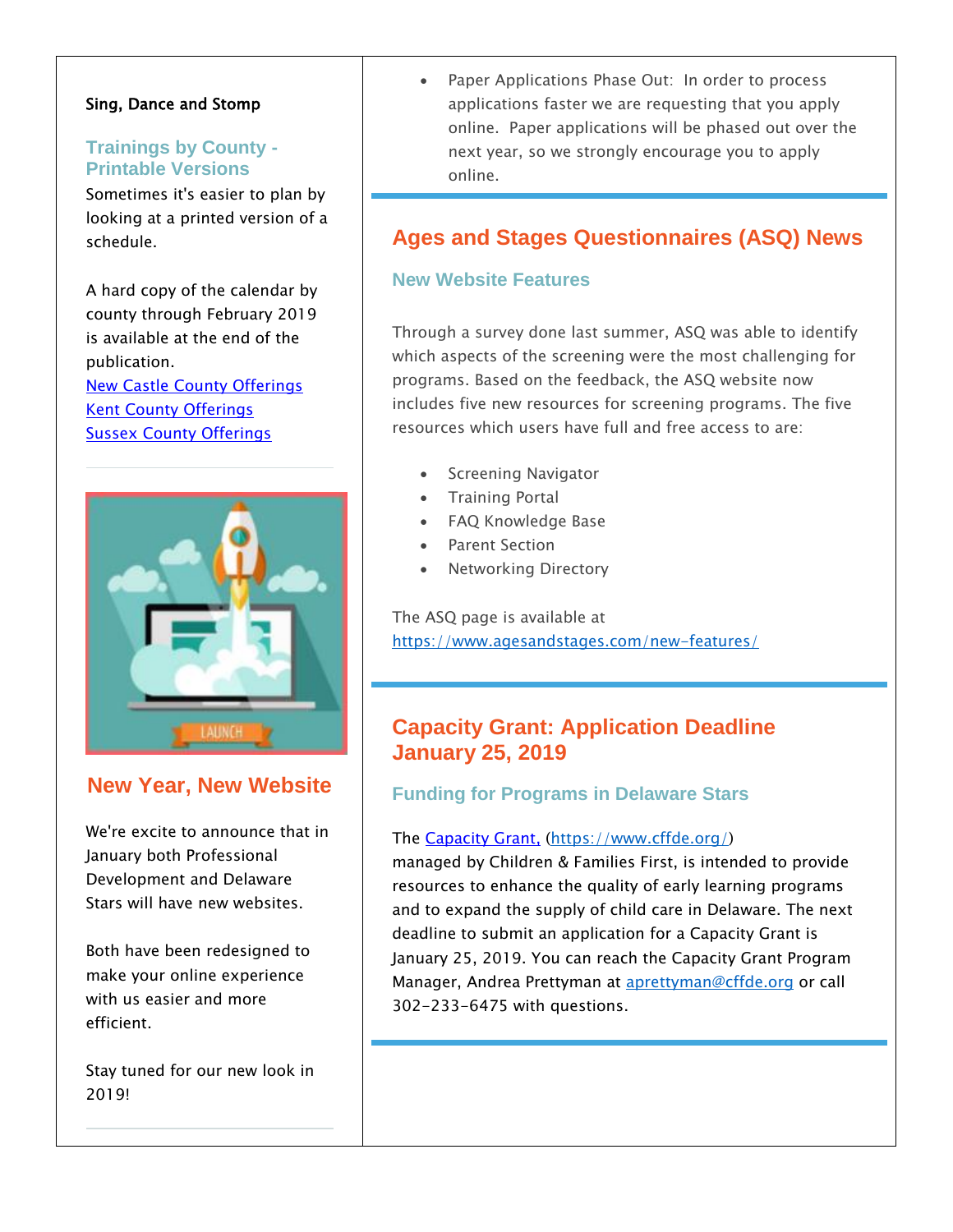Sing, Dance and Stomp

### Trainings by County - Printable Versions

Sometimes it's easier to plan by looking at a printed version of a schedule.

A hard copy of the calendar by county through February 2019 is available at the end of the publication.
New Castle County Offerings
Kent County Offerings
Sussex County Offerings

## New Year, New Website

We're excite to announce that in January both Professional Development and Delaware Stars will have new websites.

Both have been redesigned to make your online experience with us easier and more efficient.

Stay tuned for our new look in 2019!

- Paper Applications Phase Out: In order to process applications faster we are requesting that you apply online. Paper applications will be phased out over the next year, so we strongly encourage you to apply online.

## Ages and Stages Questionnaires (ASQ) News

### New Website Features

Through a survey done last summer, ASQ was able to identify which aspects of the screening were the most challenging for programs. Based on the feedback, the ASQ website now includes five new resources for screening programs. The five resources which users have full and free access to are:

- Screening Navigator
- Training Portal
- FAQ Knowledge Base
- Parent Section
- Networking Directory

The ASQ page is available at https://www.agesandstages.com/new-features/

## Capacity Grant: Application Deadline January 25, 2019

### Funding for Programs in Delaware Stars

The Capacity Grant, (https://www.cffde.org/) managed by Children & Families First, is intended to provide resources to enhance the quality of early learning programs and to expand the supply of child care in Delaware. The next deadline to submit an application for a Capacity Grant is January 25, 2019. You can reach the Capacity Grant Program Manager, Andrea Prettyman at aprettyman@cffde.org or call 302-233-6475 with questions.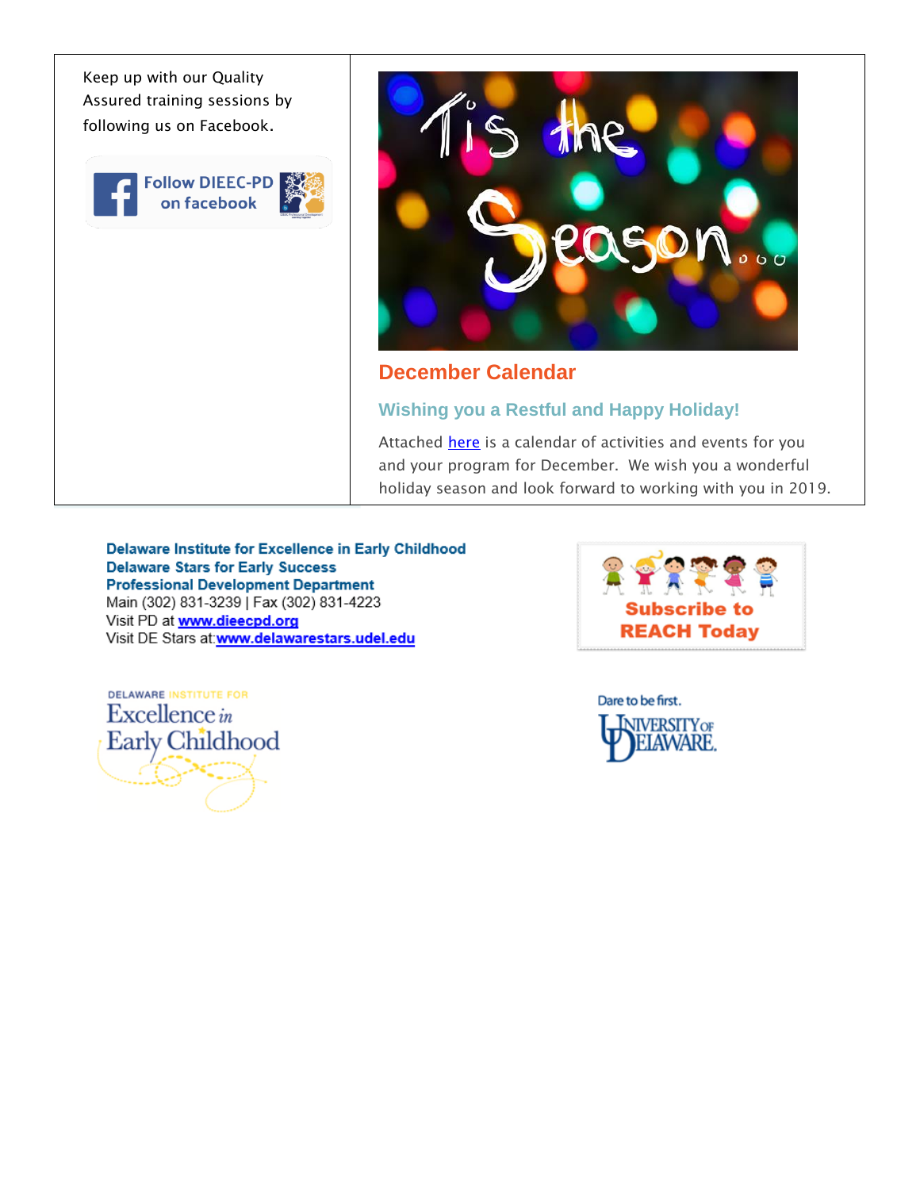Keep up with our Quality Assured training sessions by following us on Facebook.

Follow DIEEC-PD on facebook

## December Calendar

### Wishing you a Restful and Happy Holiday!

Attached here is a calendar of activities and events for you and your program for December. We wish you a wonderful holiday season and look forward to working with you in 2019.

**Delaware Institute for Excellence in Early Childhood**
**Delaware Stars for Early Success**
**Professional Development Department**
Main (302) 831-3239 | Fax (302) 831-4223
Visit PD at **www.dieecpd.org**
Visit DE Stars at **www.delawarestars.udel.edu**

Subscribe to REACH Today

DELAWARE INSTITUTE FOR Excellence in Early Childhood

Dare to be first. University of Delaware.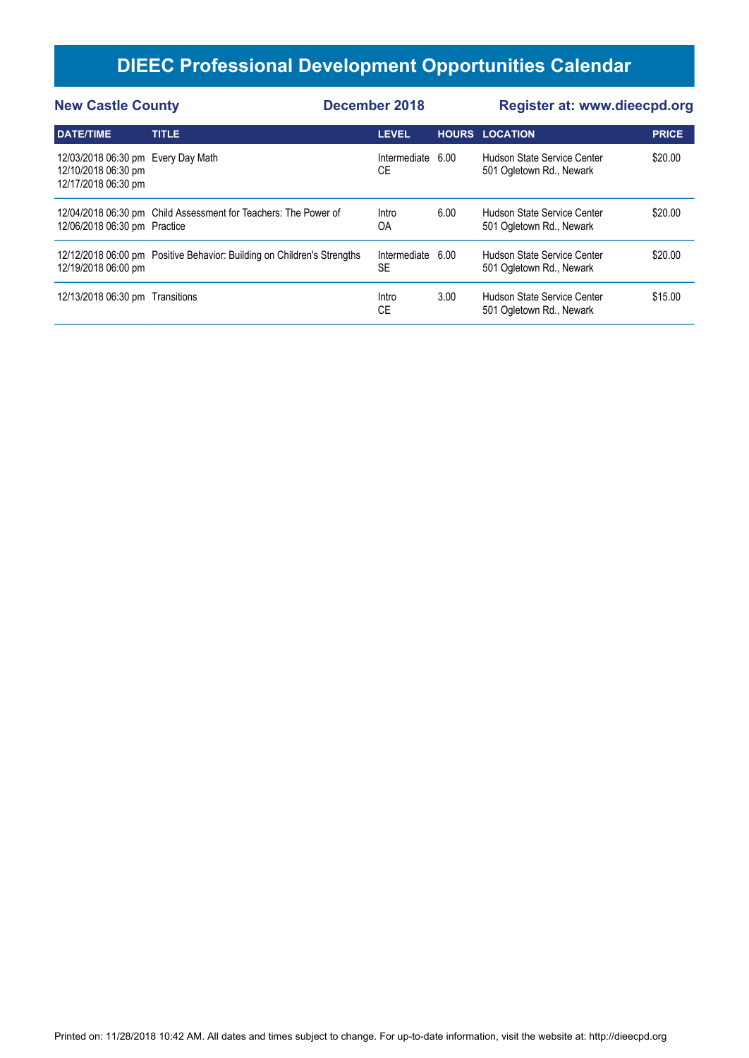# DIEEC Professional Development Opportunities Calendar

**New Castle County** | **December 2018** | **Register at: www.dieecpd.org**

| DATE/TIME | TITLE | LEVEL | HOURS | LOCATION | PRICE |
|---|---|---|---|---|---|
| 12/03/2018 06:30 pm<br>12/10/2018 06:30 pm<br>12/17/2018 06:30 pm | Every Day Math | Intermediate<br>CE | 6.00 | Hudson State Service Center<br>501 Ogletown Rd., Newark | $20.00 |
| 12/04/2018 06:30 pm<br>12/06/2018 06:30 pm | Child Assessment for Teachers: The Power of Practice | Intro<br>OA | 6.00 | Hudson State Service Center<br>501 Ogletown Rd., Newark | $20.00 |
| 12/12/2018 06:00 pm<br>12/19/2018 06:00 pm | Positive Behavior: Building on Children's Strengths | Intermediate<br>SE | 6.00 | Hudson State Service Center<br>501 Ogletown Rd., Newark | $20.00 |
| 12/13/2018 06:30 pm | Transitions | Intro<br>CE | 3.00 | Hudson State Service Center<br>501 Ogletown Rd., Newark | $15.00 |

Printed on: 11/28/2018 10:42 AM. All dates and times subject to change. For up-to-date information, visit the website at: http://dieecpd.org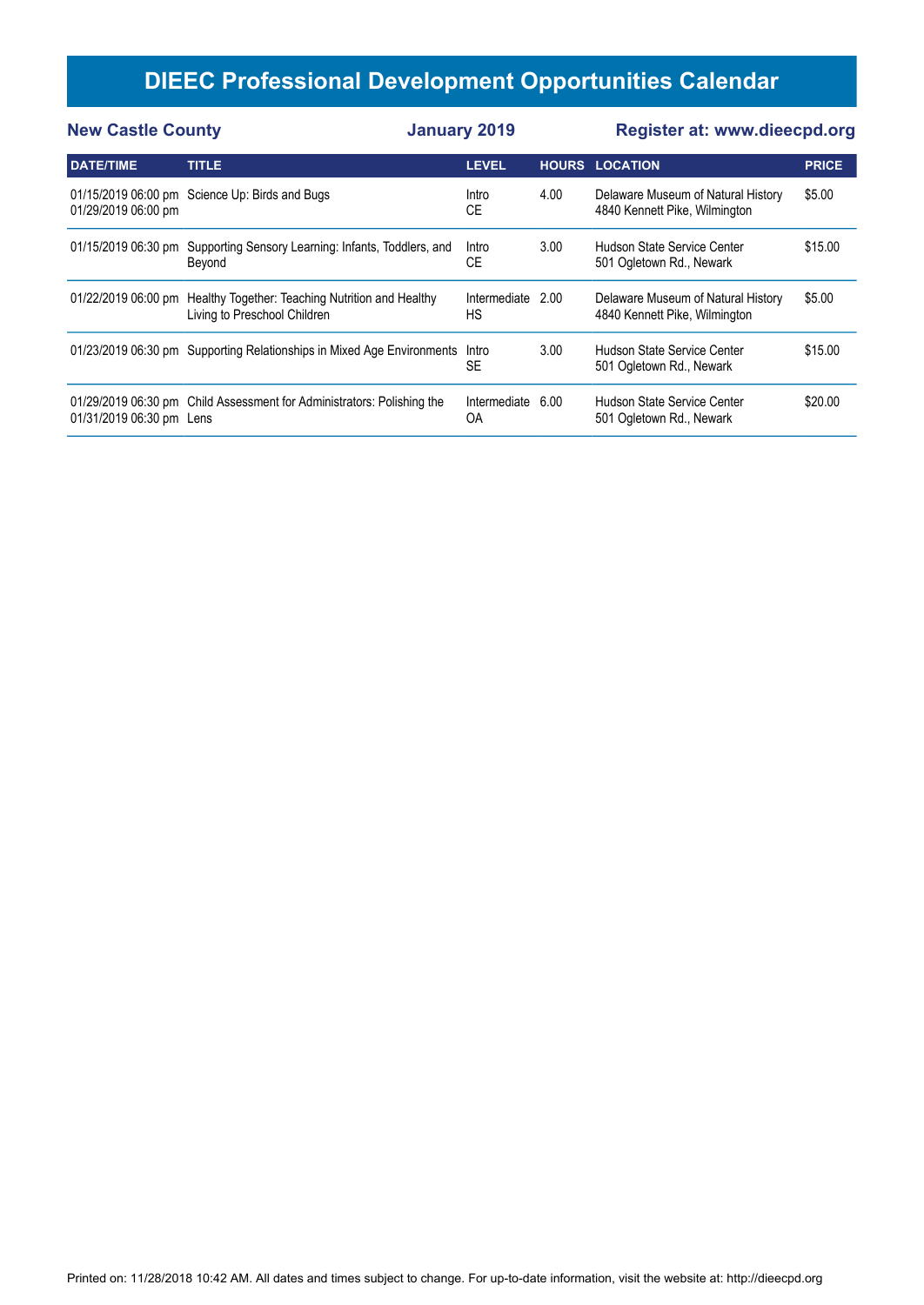# DIEEC Professional Development Opportunities Calendar

**New Castle County** | **January 2019** | **Register at: www.dieecpd.org**

| DATE/TIME | TITLE | LEVEL | HOURS | LOCATION | PRICE |
|---|---|---|---|---|---|
| 01/15/2019 06:00 pm<br>01/29/2019 06:00 pm | Science Up: Birds and Bugs | Intro<br>CE | 4.00 | Delaware Museum of Natural History<br>4840 Kennett Pike, Wilmington | $5.00 |
| 01/15/2019 06:30 pm | Supporting Sensory Learning: Infants, Toddlers, and Beyond | Intro<br>CE | 3.00 | Hudson State Service Center<br>501 Ogletown Rd., Newark | $15.00 |
| 01/22/2019 06:00 pm | Healthy Together: Teaching Nutrition and Healthy Living to Preschool Children | Intermediate<br>HS | 2.00 | Delaware Museum of Natural History<br>4840 Kennett Pike, Wilmington | $5.00 |
| 01/23/2019 06:30 pm | Supporting Relationships in Mixed Age Environments | Intro<br>SE | 3.00 | Hudson State Service Center<br>501 Ogletown Rd., Newark | $15.00 |
| 01/29/2019 06:30 pm<br>01/31/2019 06:30 pm | Child Assessment for Administrators: Polishing the Lens | Intermediate<br>OA | 6.00 | Hudson State Service Center<br>501 Ogletown Rd., Newark | $20.00 |

Printed on: 11/28/2018 10:42 AM. All dates and times subject to change. For up-to-date information, visit the website at: http://dieecpd.org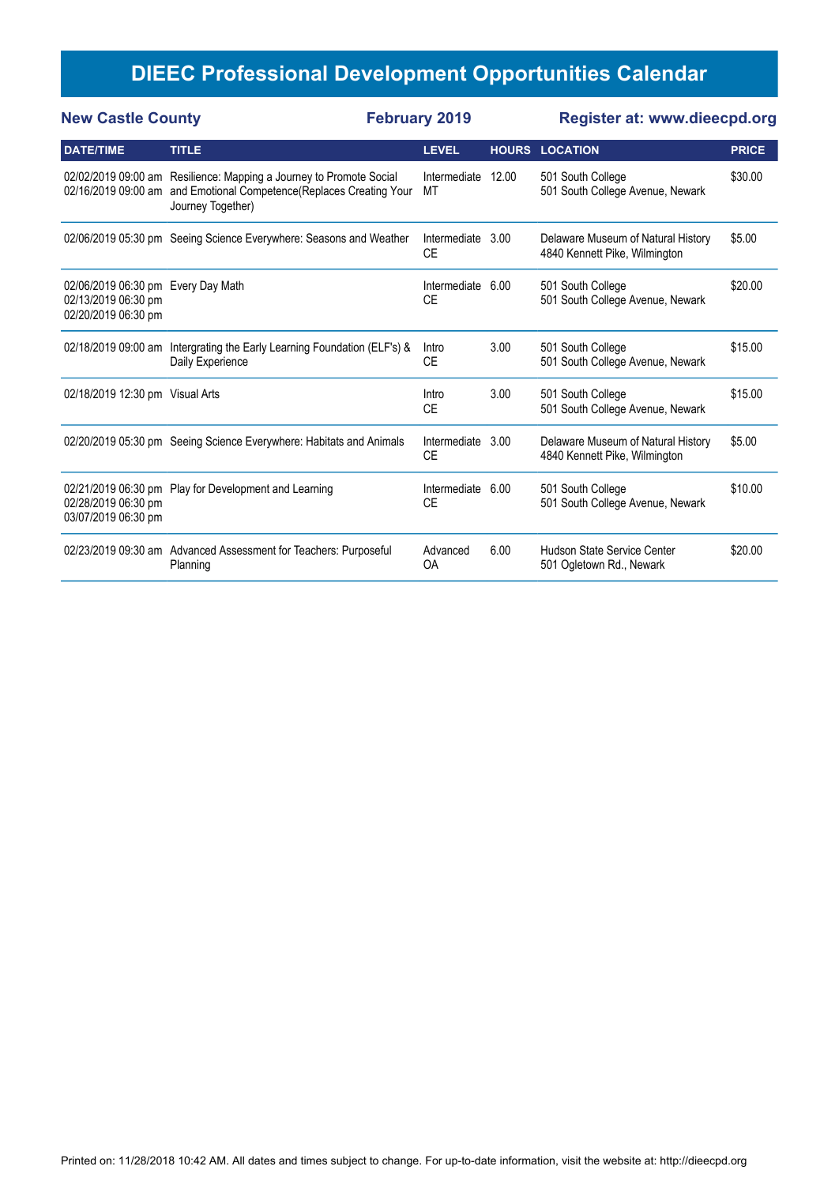# DIEEC Professional Development Opportunities Calendar

**New Castle County** | **February 2019** | **Register at: www.dieecpd.org**

| DATE/TIME | TITLE | LEVEL | HOURS | LOCATION | PRICE |
|---|---|---|---|---|---|
| 02/02/2019 09:00 am<br>02/16/2019 09:00 am | Resilience: Mapping a Journey to Promote Social and Emotional Competence(Replaces Creating Your Journey Together) | Intermediate<br>MT | 12.00 | 501 South College<br>501 South College Avenue, Newark | $30.00 |
| 02/06/2019 05:30 pm | Seeing Science Everywhere: Seasons and Weather | Intermediate<br>CE | 3.00 | Delaware Museum of Natural History<br>4840 Kennett Pike, Wilmington | $5.00 |
| 02/06/2019 06:30 pm<br>02/13/2019 06:30 pm<br>02/20/2019 06:30 pm | Every Day Math | Intermediate<br>CE | 6.00 | 501 South College<br>501 South College Avenue, Newark | $20.00 |
| 02/18/2019 09:00 am | Intergrating the Early Learning Foundation (ELF's) & Daily Experience | Intro<br>CE | 3.00 | 501 South College<br>501 South College Avenue, Newark | $15.00 |
| 02/18/2019 12:30 pm | Visual Arts | Intro<br>CE | 3.00 | 501 South College<br>501 South College Avenue, Newark | $15.00 |
| 02/20/2019 05:30 pm | Seeing Science Everywhere: Habitats and Animals | Intermediate<br>CE | 3.00 | Delaware Museum of Natural History<br>4840 Kennett Pike, Wilmington | $5.00 |
| 02/21/2019 06:30 pm<br>02/28/2019 06:30 pm<br>03/07/2019 06:30 pm | Play for Development and Learning | Intermediate<br>CE | 6.00 | 501 South College<br>501 South College Avenue, Newark | $10.00 |
| 02/23/2019 09:30 am | Advanced Assessment for Teachers: Purposeful Planning | Advanced<br>OA | 6.00 | Hudson State Service Center<br>501 Ogletown Rd., Newark | $20.00 |

Printed on: 11/28/2018 10:42 AM. All dates and times subject to change. For up-to-date information, visit the website at: http://dieecpd.org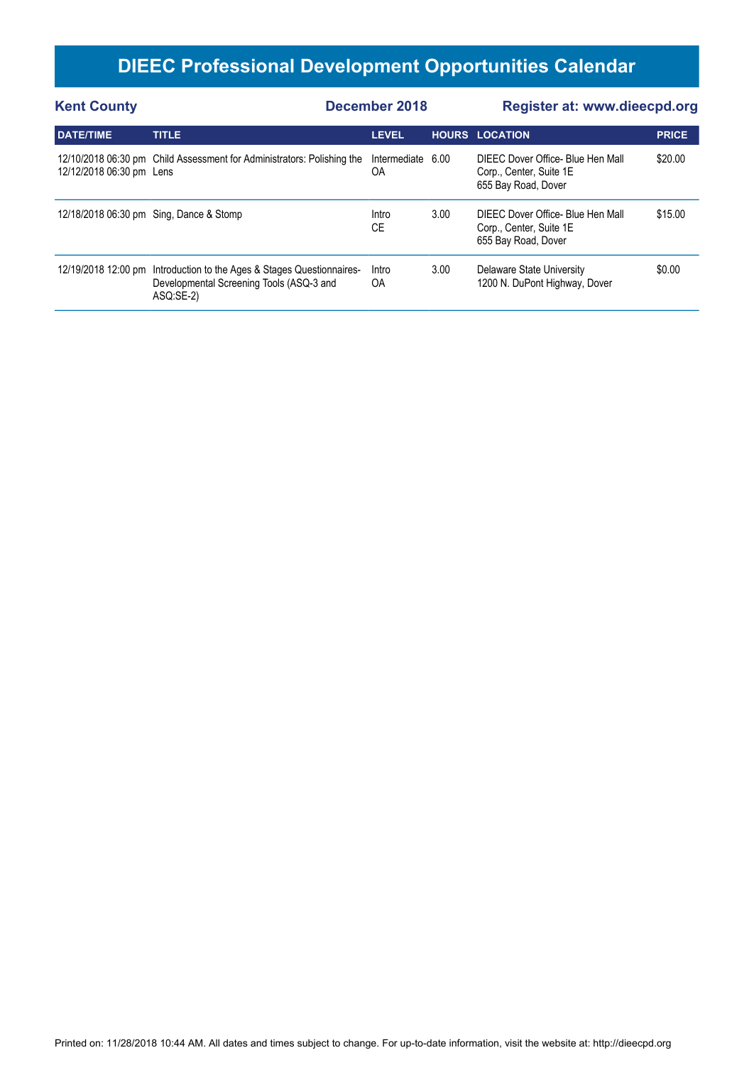# DIEEC Professional Development Opportunities Calendar

**Kent County** | **December 2018** | **Register at: www.dieecpd.org**

| DATE/TIME | TITLE | LEVEL | HOURS | LOCATION | PRICE |
|---|---|---|---|---|---|
| 12/10/2018 06:30 pm<br>12/12/2018 06:30 pm | Child Assessment for Administrators: Polishing the Lens | Intermediate<br>OA | 6.00 | DIEEC Dover Office- Blue Hen Mall Corp., Center, Suite 1E<br>655 Bay Road, Dover | $20.00 |
| 12/18/2018 06:30 pm | Sing, Dance & Stomp | Intro<br>CE | 3.00 | DIEEC Dover Office- Blue Hen Mall Corp., Center, Suite 1E<br>655 Bay Road, Dover | $15.00 |
| 12/19/2018 12:00 pm | Introduction to the Ages & Stages Questionnaires- Developmental Screening Tools (ASQ-3 and ASQ:SE-2) | Intro<br>OA | 3.00 | Delaware State University<br>1200 N. DuPont Highway, Dover | $0.00 |

Printed on: 11/28/2018 10:44 AM. All dates and times subject to change. For up-to-date information, visit the website at: http://dieecpd.org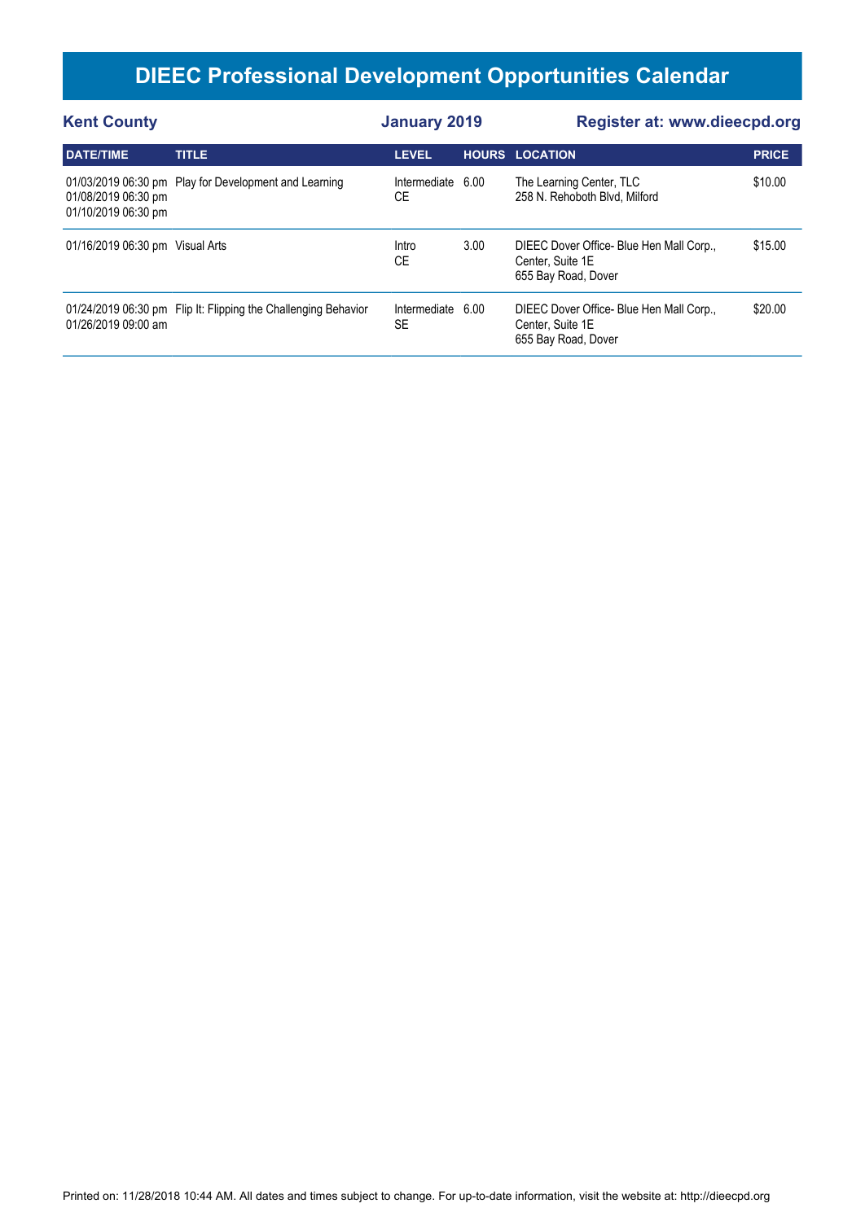# DIEEC Professional Development Opportunities Calendar

**Kent County** | **January 2019** | **Register at: www.dieecpd.org**

| DATE/TIME | TITLE | LEVEL | HOURS | LOCATION | PRICE |
|---|---|---|---|---|---|
| 01/03/2019 06:30 pm<br>01/08/2019 06:30 pm<br>01/10/2019 06:30 pm | Play for Development and Learning | Intermediate<br>CE | 6.00 | The Learning Center, TLC<br>258 N. Rehoboth Blvd, Milford | $10.00 |
| 01/16/2019 06:30 pm | Visual Arts | Intro<br>CE | 3.00 | DIEEC Dover Office- Blue Hen Mall Corp., Center, Suite 1E<br>655 Bay Road, Dover | $15.00 |
| 01/24/2019 06:30 pm<br>01/26/2019 09:00 am | Flip It: Flipping the Challenging Behavior | Intermediate<br>SE | 6.00 | DIEEC Dover Office- Blue Hen Mall Corp., Center, Suite 1E<br>655 Bay Road, Dover | $20.00 |

Printed on: 11/28/2018 10:44 AM. All dates and times subject to change. For up-to-date information, visit the website at: http://dieecpd.org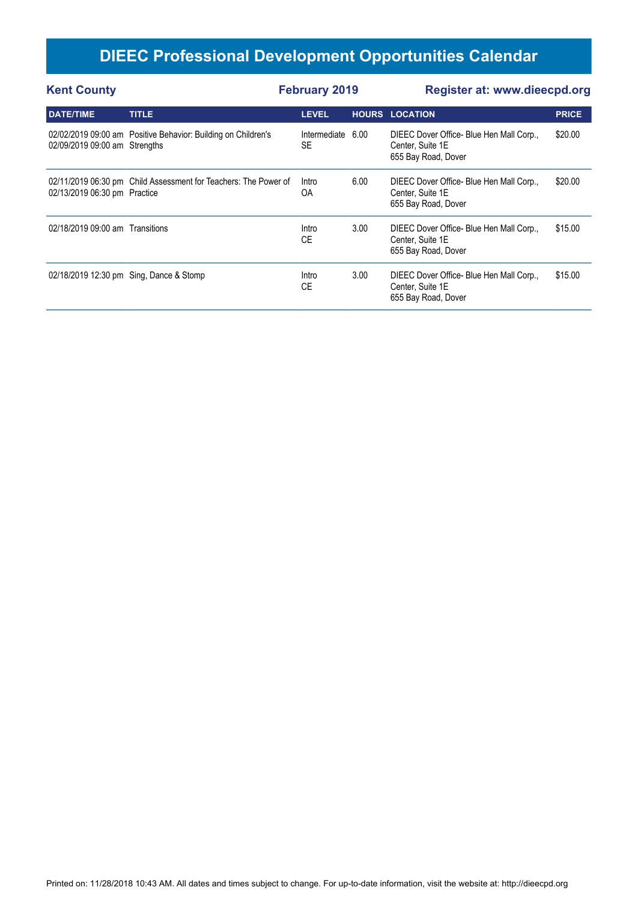# DIEEC Professional Development Opportunities Calendar

**Kent County** **February 2019** **Register at: www.dieecpd.org**

| DATE/TIME | TITLE | LEVEL | HOURS | LOCATION | PRICE |
|---|---|---|---|---|---|
| 02/02/2019 09:00 am<br>02/09/2019 09:00 am | Positive Behavior: Building on Children's Strengths | Intermediate<br>SE | 6.00 | DIEEC Dover Office- Blue Hen Mall Corp., Center, Suite 1E<br>655 Bay Road, Dover | $20.00 |
| 02/11/2019 06:30 pm<br>02/13/2019 06:30 pm | Child Assessment for Teachers: The Power of Practice | Intro<br>OA | 6.00 | DIEEC Dover Office- Blue Hen Mall Corp., Center, Suite 1E<br>655 Bay Road, Dover | $20.00 |
| 02/18/2019 09:00 am | Transitions | Intro<br>CE | 3.00 | DIEEC Dover Office- Blue Hen Mall Corp., Center, Suite 1E<br>655 Bay Road, Dover | $15.00 |
| 02/18/2019 12:30 pm | Sing, Dance & Stomp | Intro<br>CE | 3.00 | DIEEC Dover Office- Blue Hen Mall Corp., Center, Suite 1E<br>655 Bay Road, Dover | $15.00 |

Printed on: 11/28/2018 10:43 AM. All dates and times subject to change. For up-to-date information, visit the website at: http://dieecpd.org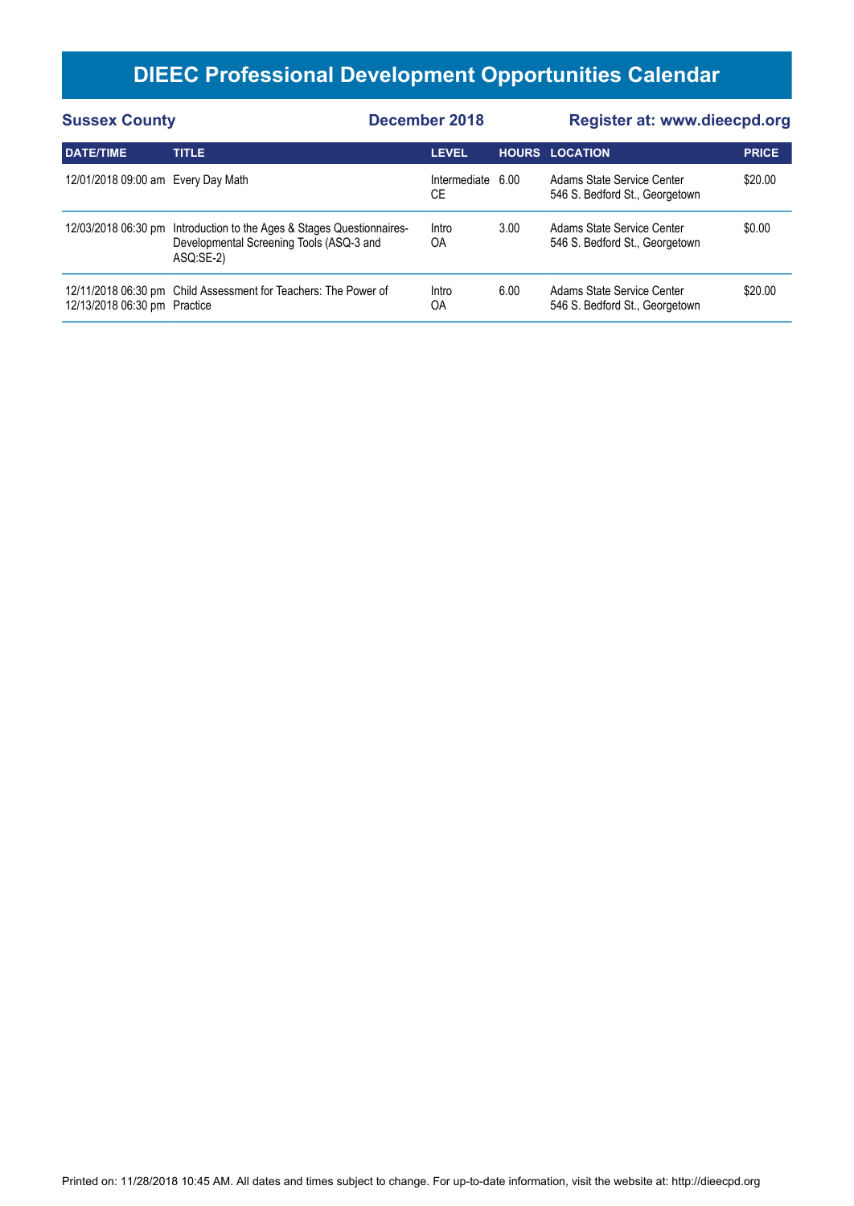# DIEEC Professional Development Opportunities Calendar

**Sussex County** | **December 2018** | **Register at: www.dieecpd.org**

| DATE/TIME | TITLE | LEVEL | HOURS | LOCATION | PRICE |
|---|---|---|---|---|---|
| 12/01/2018 09:00 am | Every Day Math | Intermediate CE | 6.00 | Adams State Service Center 546 S. Bedford St., Georgetown | $20.00 |
| 12/03/2018 06:30 pm | Introduction to the Ages & Stages Questionnaires-Developmental Screening Tools (ASQ-3 and ASQ:SE-2) | Intro OA | 3.00 | Adams State Service Center 546 S. Bedford St., Georgetown | $0.00 |
| 12/11/2018 06:30 pm 12/13/2018 06:30 pm | Child Assessment for Teachers: The Power of Practice | Intro OA | 6.00 | Adams State Service Center 546 S. Bedford St., Georgetown | $20.00 |

Printed on: 11/28/2018 10:45 AM. All dates and times subject to change. For up-to-date information, visit the website at: http://dieecpd.org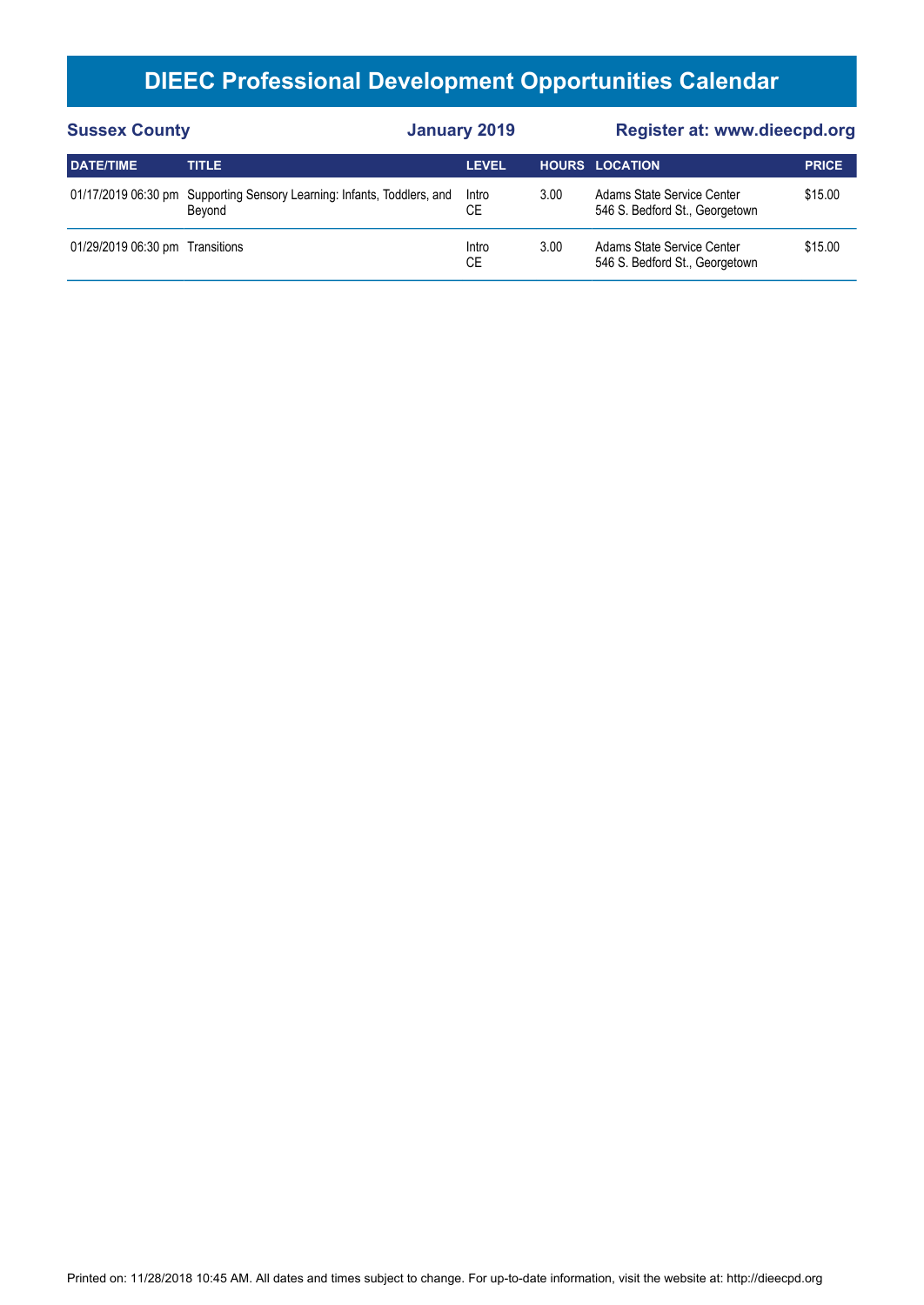# DIEEC Professional Development Opportunities Calendar

**Sussex County** **January 2019** **Register at: www.dieecpd.org**

| DATE/TIME | TITLE | LEVEL | HOURS | LOCATION | PRICE |
|---|---|---|---|---|---|
| 01/17/2019 06:30 pm | Supporting Sensory Learning: Infants, Toddlers, and Beyond | Intro CE | 3.00 | Adams State Service Center 546 S. Bedford St., Georgetown | $15.00 |
| 01/29/2019 06:30 pm | Transitions | Intro CE | 3.00 | Adams State Service Center 546 S. Bedford St., Georgetown | $15.00 |

Printed on: 11/28/2018 10:45 AM. All dates and times subject to change. For up-to-date information, visit the website at: http://dieecpd.org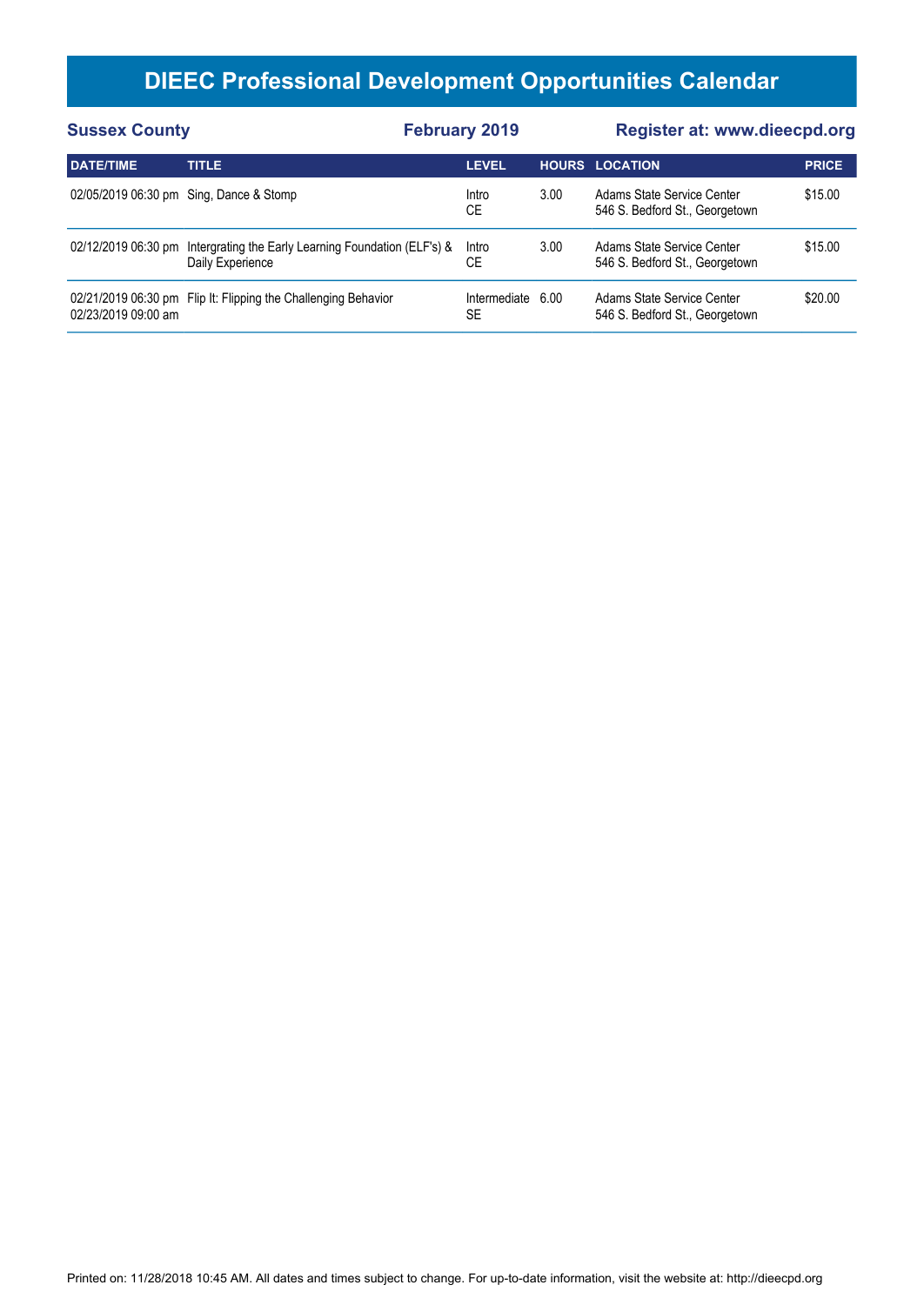# DIEEC Professional Development Opportunities Calendar

**Sussex County** **February 2019** **Register at: www.dieecpd.org**

| DATE/TIME | TITLE | LEVEL | HOURS | LOCATION | PRICE |
|---|---|---|---|---|---|
| 02/05/2019 06:30 pm | Sing, Dance & Stomp | Intro CE | 3.00 | Adams State Service Center 546 S. Bedford St., Georgetown | $15.00 |
| 02/12/2019 06:30 pm | Intergrating the Early Learning Foundation (ELF's) & Daily Experience | Intro CE | 3.00 | Adams State Service Center 546 S. Bedford St., Georgetown | $15.00 |
| 02/21/2019 06:30 pm 02/23/2019 09:00 am | Flip It: Flipping the Challenging Behavior | Intermediate SE | 6.00 | Adams State Service Center 546 S. Bedford St., Georgetown | $20.00 |

Printed on: 11/28/2018 10:45 AM. All dates and times subject to change. For up-to-date information, visit the website at: http://dieecpd.org